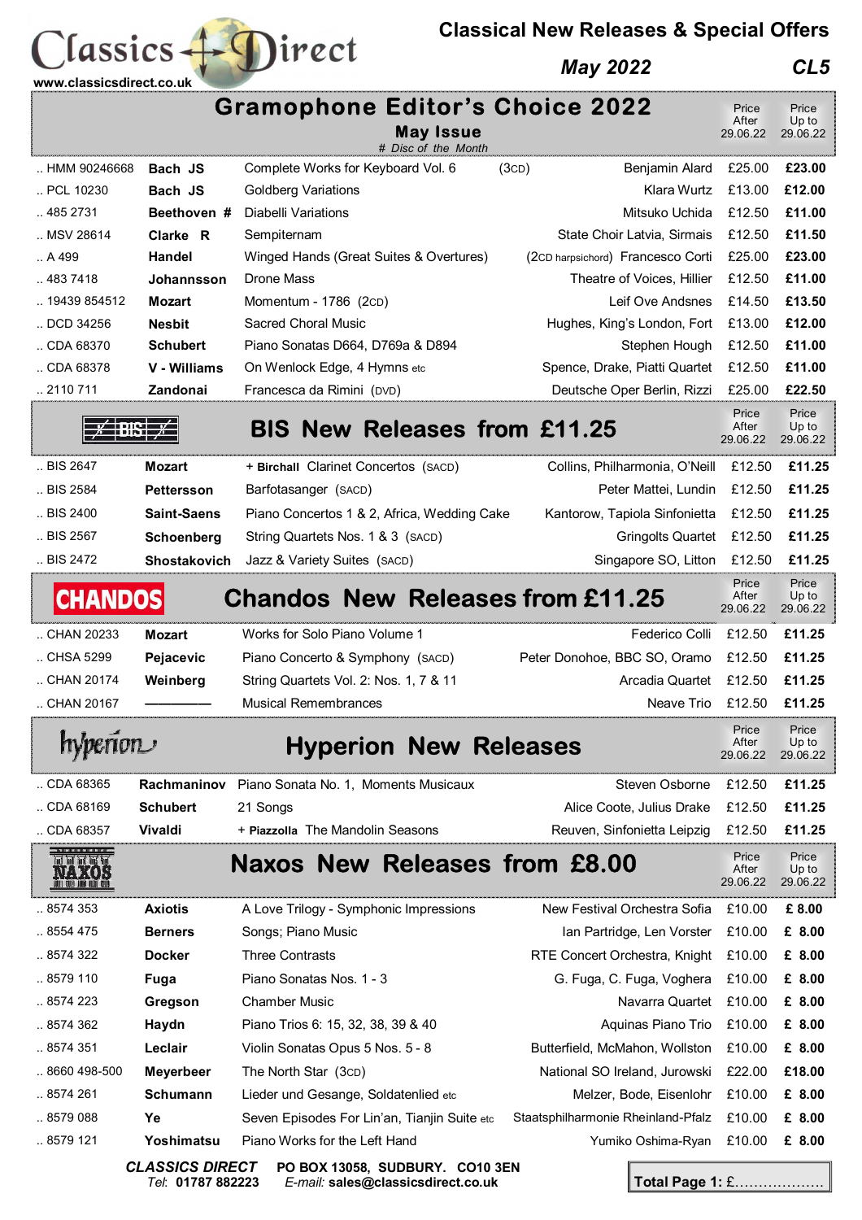# Classics Direct

www.classicsdirect.co.uk

## Classical New Releases & Special Offers

*May 2022* **CL5**

## Gramophone Editor's Choice 2022

**May Issue**

*# Disc of the Month*

| Catalogue | Composer | Title | Performers | Price After 29.06.22 | Price Up to 29.06.22 |
|---|---|---|---|---|---|
| .. HMM 90246668 | **Bach JS** | Complete Works for Keyboard Vol. 6 (3CD) | Benjamin Alard | £25.00 | **£23.00** |
| .. PCL 10230 | **Bach JS** | Goldberg Variations | Klara Wurtz | £13.00 | **£12.00** |
| .. 485 2731 | **Beethoven #** | Diabelli Variations | Mitsuko Uchida | £12.50 | **£11.00** |
| .. MSV 28614 | **Clarke R** | Sempiternam | State Choir Latvia, Sirmais | £12.50 | **£11.50** |
| .. A 499 | **Handel** | Winged Hands (Great Suites & Overtures) | (2CD harpsichord) Francesco Corti | £25.00 | **£23.00** |
| .. 483 7418 | **Johannsson** | Drone Mass | Theatre of Voices, Hillier | £12.50 | **£11.00** |
| .. 19439 854512 | **Mozart** | Momentum - 1786 (2CD) | Leif Ove Andsnes | £14.50 | **£13.50** |
| .. DCD 34256 | **Nesbit** | Sacred Choral Music | Hughes, King's London, Fort | £13.00 | **£12.00** |
| .. CDA 68370 | **Schubert** | Piano Sonatas D664, D769a & D894 | Stephen Hough | £12.50 | **£11.00** |
| .. CDA 68378 | **V - Williams** | On Wenlock Edge, 4 Hymns etc | Spence, Drake, Piatti Quartet | £12.50 | **£11.00** |
| .. 2110 711 | **Zandonai** | Francesca da Rimini (DVD) | Deutsche Oper Berlin, Rizzi | £25.00 | **£22.50** |

## BIS New Releases from £11.25

| Catalogue | Composer | Title | Performers | Price After 29.06.22 | Price Up to 29.06.22 |
|---|---|---|---|---|---|
| .. BIS 2647 | **Mozart** | + **Birchall** Clarinet Concertos (SACD) | Collins, Philharmonia, O'Neill | £12.50 | **£11.25** |
| .. BIS 2584 | **Pettersson** | Barfotasanger (SACD) | Peter Mattei, Lundin | £12.50 | **£11.25** |
| .. BIS 2400 | **Saint-Saens** | Piano Concertos 1 & 2, Africa, Wedding Cake | Kantorow, Tapiola Sinfonietta | £12.50 | **£11.25** |
| .. BIS 2567 | **Schoenberg** | String Quartets Nos. 1 & 3 (SACD) | Gringolts Quartet | £12.50 | **£11.25** |
| .. BIS 2472 | **Shostakovich** | Jazz & Variety Suites (SACD) | Singapore SO, Litton | £12.50 | **£11.25** |

## Chandos New Releases from £11.25

| Catalogue | Composer | Title | Performers | Price After 29.06.22 | Price Up to 29.06.22 |
|---|---|---|---|---|---|
| .. CHAN 20233 | **Mozart** | Works for Solo Piano Volume 1 | Federico Colli | £12.50 | **£11.25** |
| .. CHSA 5299 | **Pejacevic** | Piano Concerto & Symphony (SACD) | Peter Donohoe, BBC SO, Oramo | £12.50 | **£11.25** |
| .. CHAN 20174 | **Weinberg** | String Quartets Vol. 2: Nos. 1, 7 & 11 | Arcadia Quartet | £12.50 | **£11.25** |
| .. CHAN 20167 | ————— | Musical Remembrances | Neave Trio | £12.50 | **£11.25** |

## Hyperion New Releases

| Catalogue | Composer | Title | Performers | Price After 29.06.22 | Price Up to 29.06.22 |
|---|---|---|---|---|---|
| .. CDA 68365 | **Rachmaninov** | Piano Sonata No. 1, Moments Musicaux | Steven Osborne | £12.50 | **£11.25** |
| .. CDA 68169 | **Schubert** | 21 Songs | Alice Coote, Julius Drake | £12.50 | **£11.25** |
| .. CDA 68357 | **Vivaldi** | + **Piazzolla** The Mandolin Seasons | Reuven, Sinfonietta Leipzig | £12.50 | **£11.25** |

## Naxos New Releases from £8.00

| Catalogue | Composer | Title | Performers | Price After 29.06.22 | Price Up to 29.06.22 |
|---|---|---|---|---|---|
| .. 8574 353 | **Axiotis** | A Love Trilogy - Symphonic Impressions | New Festival Orchestra Sofia | £10.00 | **£ 8.00** |
| .. 8554 475 | **Berners** | Songs; Piano Music | Ian Partridge, Len Vorster | £10.00 | **£ 8.00** |
| .. 8574 322 | **Docker** | Three Contrasts | RTE Concert Orchestra, Knight | £10.00 | **£ 8.00** |
| .. 8579 110 | **Fuga** | Piano Sonatas Nos. 1 - 3 | G. Fuga, C. Fuga, Voghera | £10.00 | **£ 8.00** |
| .. 8574 223 | **Gregson** | Chamber Music | Navarra Quartet | £10.00 | **£ 8.00** |
| .. 8574 362 | **Haydn** | Piano Trios 6: 15, 32, 38, 39 & 40 | Aquinas Piano Trio | £10.00 | **£ 8.00** |
| .. 8574 351 | **Leclair** | Violin Sonatas Opus 5 Nos. 5 - 8 | Butterfield, McMahon, Wollston | £10.00 | **£ 8.00** |
| .. 8660 498-500 | **Meyerbeer** | The North Star (3CD) | National SO Ireland, Jurowski | £22.00 | **£18.00** |
| .. 8574 261 | **Schumann** | Lieder und Gesange, Soldatenlied etc | Melzer, Bode, Eisenlohr | £10.00 | **£ 8.00** |
| .. 8579 088 | **Ye** | Seven Episodes For Lin'an, Tianjin Suite etc | Staatsphilharmonie Rheinland-Pfalz | £10.00 | **£ 8.00** |
| .. 8579 121 | **Yoshimatsu** | Piano Works for the Left Hand | Yumiko Oshima-Ryan | £10.00 | **£ 8.00** |

***CLASSICS DIRECT*** PO BOX 13058, SUDBURY. CO10 3EN
*Tel*: **01787 882223** *E-mail*: **sales@classicsdirect.co.uk**

**Total Page 1:** £……………….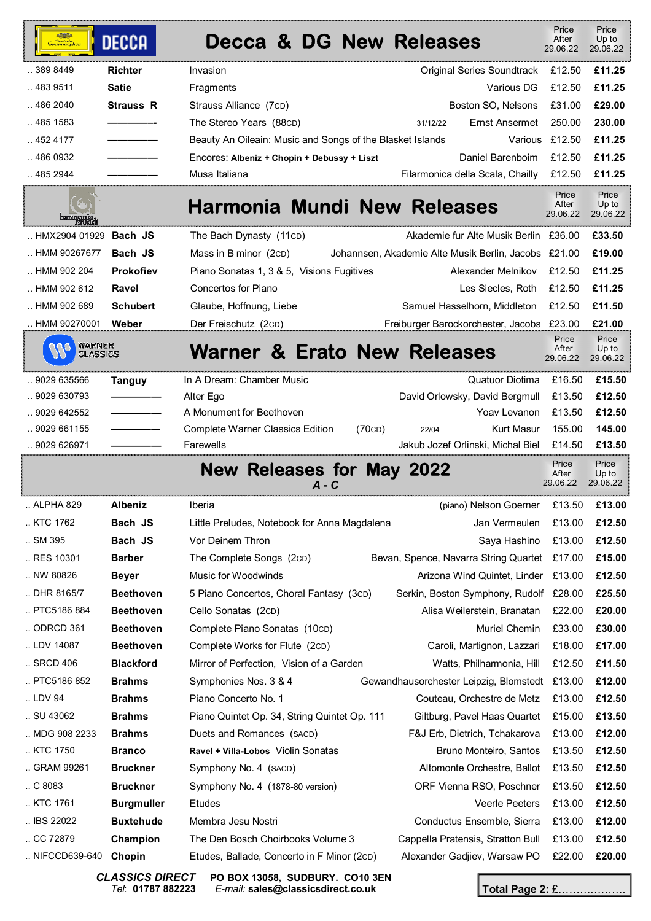## Decca & DG New Releases

| Cat. No. | Composer | Title | | Artists | Price After 29.06.22 | Price Up to 29.06.22 |
|---|---|---|---|---|---|---|
| .. 389 8449 | **Richter** | Invasion | | Original Series Soundtrack | £12.50 | **£11.25** |
| .. 483 9511 | **Satie** | Fragments | | Various DG | £12.50 | **£11.25** |
| .. 486 2040 | **Strauss R** | Strauss Alliance (7CD) | | Boston SO, Nelsons | £31.00 | **£29.00** |
| .. 485 1583 | ———— | The Stereo Years (88CD) | 31/12/22 | Ernst Ansermet | 250.00 | **230.00** |
| .. 452 4177 | ———— | Beauty An Oileain: Music and Songs of the Blasket Islands | | Various | £12.50 | **£11.25** |
| .. 486 0932 | ———— | Encores: **Albeniz + Chopin + Debussy + Liszt** | | Daniel Barenboim | £12.50 | **£11.25** |
| .. 485 2944 | ———— | Musa Italiana | | Filarmonica della Scala, Chailly | £12.50 | **£11.25** |

## Harmonia Mundi New Releases

| Cat. No. | Composer | Title | Artists | Price After 29.06.22 | Price Up to 29.06.22 |
|---|---|---|---|---|---|
| .. HMX2904 01929 | **Bach JS** | The Bach Dynasty (11CD) | Akademie fur Alte Musik Berlin | £36.00 | **£33.50** |
| .. HMM 90267677 | **Bach JS** | Mass in B minor (2CD) | Johannsen, Akademie Alte Musik Berlin, Jacobs | £21.00 | **£19.00** |
| .. HMM 902 204 | **Prokofiev** | Piano Sonatas 1, 3 & 5, Visions Fugitives | Alexander Melnikov | £12.50 | **£11.25** |
| .. HMM 902 612 | **Ravel** | Concertos for Piano | Les Siecles, Roth | £12.50 | **£11.25** |
| .. HMM 902 689 | **Schubert** | Glaube, Hoffnung, Liebe | Samuel Hasselhorn, Middleton | £12.50 | **£11.50** |
| .. HMM 90270001 | **Weber** | Der Freischutz (2CD) | Freiburger Barockorchester, Jacobs | £23.00 | **£21.00** |

## Warner & Erato New Releases

| Cat. No. | Composer | Title | | | Artists | Price After 29.06.22 | Price Up to 29.06.22 |
|---|---|---|---|---|---|---|---|
| .. 9029 635566 | **Tanguy** | In A Dream: Chamber Music | | | Quatuor Diotima | £16.50 | **£15.50** |
| .. 9029 630793 | ———— | Alter Ego | | | David Orlowsky, David Bergmull | £13.50 | **£12.50** |
| .. 9029 642552 | ———— | A Monument for Beethoven | | | Yoav Levanon | £13.50 | **£12.50** |
| .. 9029 661155 | ———— | Complete Warner Classics Edition | (70CD) | 22/04 | Kurt Masur | 155.00 | **145.00** |
| .. 9029 626971 | ———— | Farewells | | | Jakub Jozef Orlinski, Michal Biel | £14.50 | **£13.50** |

## New Releases for May 2022

*A - C*

| Cat. No. | Composer | Title | Artists | Price After 29.06.22 | Price Up to 29.06.22 |
|---|---|---|---|---|---|
| .. ALPHA 829 | **Albeniz** | Iberia | (piano) Nelson Goerner | £13.50 | **£13.00** |
| .. KTC 1762 | **Bach JS** | Little Preludes, Notebook for Anna Magdalena | Jan Vermeulen | £13.00 | **£12.50** |
| .. SM 395 | **Bach JS** | Vor Deinem Thron | Saya Hashino | £13.00 | **£12.50** |
| .. RES 10301 | **Barber** | The Complete Songs (2CD) | Bevan, Spence, Navarra String Quartet | £17.00 | **£15.00** |
| .. NW 80826 | **Beyer** | Music for Woodwinds | Arizona Wind Quintet, Linder | £13.00 | **£12.50** |
| .. DHR 8165/7 | **Beethoven** | 5 Piano Concertos, Choral Fantasy (3CD) | Serkin, Boston Symphony, Rudolf | £28.00 | **£25.50** |
| .. PTC5186 884 | **Beethoven** | Cello Sonatas (2CD) | Alisa Weilerstein, Branatan | £22.00 | **£20.00** |
| .. ODRCD 361 | **Beethoven** | Complete Piano Sonatas (10CD) | Muriel Chemin | £33.00 | **£30.00** |
| .. LDV 14087 | **Beethoven** | Complete Works for Flute (2CD) | Caroli, Martignon, Lazzari | £18.00 | **£17.00** |
| .. SRCD 406 | **Blackford** | Mirror of Perfection, Vision of a Garden | Watts, Philharmonia, Hill | £12.50 | **£11.50** |
| .. PTC5186 852 | **Brahms** | Symphonies Nos. 3 & 4 | Gewandhausorchester Leipzig, Blomstedt | £13.00 | **£12.00** |
| .. LDV 94 | **Brahms** | Piano Concerto No. 1 | Couteau, Orchestre de Metz | £13.00 | **£12.50** |
| .. SU 43062 | **Brahms** | Piano Quintet Op. 34, String Quintet Op. 111 | Giltburg, Pavel Haas Quartet | £15.00 | **£13.50** |
| .. MDG 908 2233 | **Brahms** | Duets and Romances (SACD) | F&J Erb, Dietrich, Tchakarova | £13.00 | **£12.00** |
| .. KTC 1750 | **Branco** | **Ravel + Villa-Lobos** Violin Sonatas | Bruno Monteiro, Santos | £13.50 | **£12.50** |
| .. GRAM 99261 | **Bruckner** | Symphony No. 4 (SACD) | Altomonte Orchestre, Ballot | £13.50 | **£12.50** |
| .. C 8083 | **Bruckner** | Symphony No. 4 (1878-80 version) | ORF Vienna RSO, Poschner | £13.50 | **£12.50** |
| .. KTC 1761 | **Burgmuller** | Etudes | Veerle Peeters | £13.00 | **£12.50** |
| .. IBS 22022 | **Buxtehude** | Membra Jesu Nostri | Conductus Ensemble, Sierra | £13.00 | **£12.00** |
| .. CC 72879 | **Champion** | The Den Bosch Choirbooks Volume 3 | Cappella Pratensis, Stratton Bull | £13.00 | **£12.50** |
| .. NIFCCD639-640 | **Chopin** | Etudes, Ballade, Concerto in F Minor (2CD) | Alexander Gadjiev, Warsaw PO | £22.00 | **£20.00** |

***CLASSICS DIRECT*** PO BOX 13058, SUDBURY. CO10 3EN
*Tel*: **01787 882223** *E-mail:* **sales@classicsdirect.co.uk**

**Total Page 2:** £..................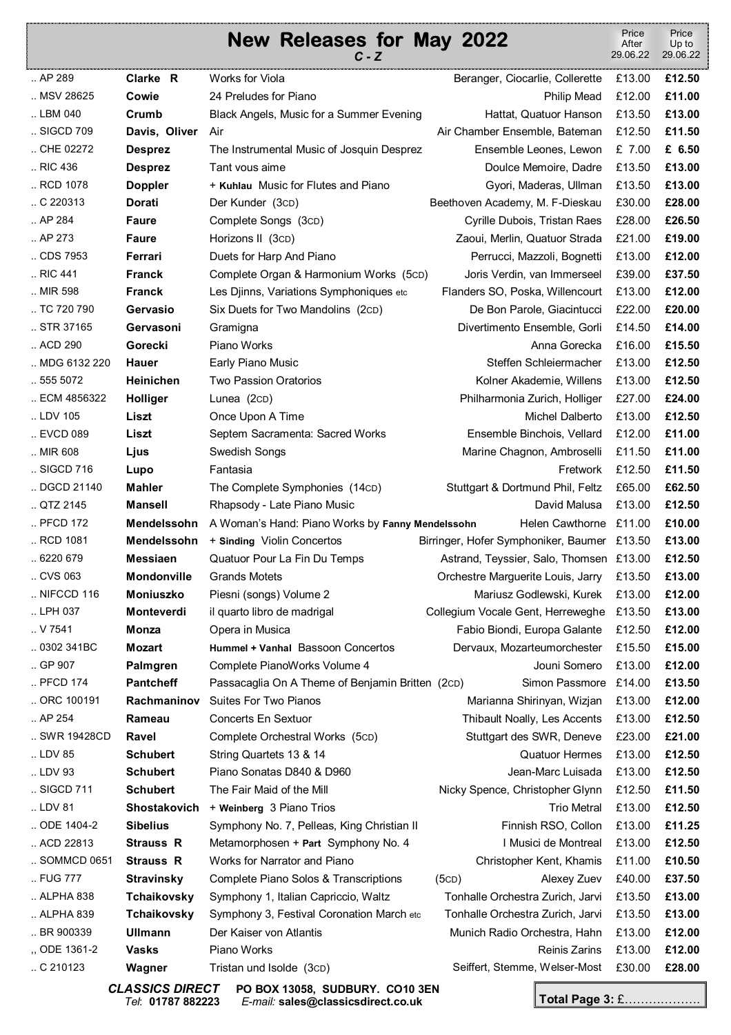# New Releases for May 2022

*C - Z*

| Cat. No. | Composer | Title | Performers | Price After 29.06.22 | Price Up to 29.06.22 |
|---|---|---|---|---|---|
| .. AP 289 | **Clarke R** | Works for Viola | Beranger, Ciocarlie, Collerette | £13.00 | **£12.50** |
| .. MSV 28625 | **Cowie** | 24 Preludes for Piano | Philip Mead | £12.00 | **£11.00** |
| .. LBM 040 | **Crumb** | Black Angels, Music for a Summer Evening | Hattat, Quatuor Hanson | £13.50 | **£13.00** |
| .. SIGCD 709 | **Davis, Oliver** | Air | Air Chamber Ensemble, Bateman | £12.50 | **£11.50** |
| .. CHE 02272 | **Desprez** | The Instrumental Music of Josquin Desprez | Ensemble Leones, Lewon | £ 7.00 | **£ 6.50** |
| .. RIC 436 | **Desprez** | Tant vous aime | Doulce Memoire, Dadre | £13.50 | **£13.00** |
| .. RCD 1078 | **Doppler** | + **Kuhlau** Music for Flutes and Piano | Gyori, Maderas, Ullman | £13.50 | **£13.00** |
| .. C 220313 | **Dorati** | Der Kunder (3CD) | Beethoven Academy, M. F-Dieskau | £30.00 | **£28.00** |
| .. AP 284 | **Faure** | Complete Songs (3CD) | Cyrille Dubois, Tristan Raes | £28.00 | **£26.50** |
| .. AP 273 | **Faure** | Horizons II (3CD) | Zaoui, Merlin, Quatuor Strada | £21.00 | **£19.00** |
| .. CDS 7953 | **Ferrari** | Duets for Harp And Piano | Perrucci, Mazzoli, Bognetti | £13.00 | **£12.00** |
| .. RIC 441 | **Franck** | Complete Organ & Harmonium Works (5CD) | Joris Verdin, van Immerseel | £39.00 | **£37.50** |
| .. MIR 598 | **Franck** | Les Djinns, Variations Symphoniques etc | Flanders SO, Poska, Willencourt | £13.00 | **£12.00** |
| .. TC 720 790 | **Gervasio** | Six Duets for Two Mandolins (2CD) | De Bon Parole, Giacintucci | £22.00 | **£20.00** |
| .. STR 37165 | **Gervasoni** | Gramigna | Divertimento Ensemble, Gorli | £14.50 | **£14.00** |
| .. ACD 290 | **Gorecki** | Piano Works | Anna Gorecka | £16.00 | **£15.50** |
| .. MDG 6132 220 | **Hauer** | Early Piano Music | Steffen Schleiermacher | £13.00 | **£12.50** |
| .. 555 5072 | **Heinichen** | Two Passion Oratorios | Kolner Akademie, Willens | £13.00 | **£12.50** |
| .. ECM 4856322 | **Holliger** | Lunea (2CD) | Philharmonia Zurich, Holliger | £27.00 | **£24.00** |
| .. LDV 105 | **Liszt** | Once Upon A Time | Michel Dalberto | £13.00 | **£12.50** |
| .. EVCD 089 | **Liszt** | Septem Sacramenta: Sacred Works | Ensemble Binchois, Vellard | £12.00 | **£11.00** |
| .. MIR 608 | **Ljus** | Swedish Songs | Marine Chagnon, Ambroselli | £11.50 | **£11.00** |
| .. SIGCD 716 | **Lupo** | Fantasia | Fretwork | £12.50 | **£11.50** |
| .. DGCD 21140 | **Mahler** | The Complete Symphonies (14CD) | Stuttgart & Dortmund Phil, Feltz | £65.00 | **£62.50** |
| .. QTZ 2145 | **Mansell** | Rhapsody - Late Piano Music | David Malusa | £13.00 | **£12.50** |
| .. PFCD 172 | **Mendelssohn** | A Woman's Hand: Piano Works by **Fanny Mendelssohn** | Helen Cawthorne | £11.00 | **£10.00** |
| .. RCD 1081 | **Mendelssohn** | + **Sinding** Violin Concertos | Birringer, Hofer Symphoniker, Baumer | £13.50 | **£13.00** |
| .. 6220 679 | **Messiaen** | Quatuor Pour La Fin Du Temps | Astrand, Teyssier, Salo, Thomsen | £13.00 | **£12.50** |
| .. CVS 063 | **Mondonville** | Grands Motets | Orchestre Marguerite Louis, Jarry | £13.50 | **£13.00** |
| .. NIFCCD 116 | **Moniuszko** | Piesni (songs) Volume 2 | Mariusz Godlewski, Kurek | £13.00 | **£12.00** |
| .. LPH 037 | **Monteverdi** | il quarto libro de madrigal | Collegium Vocale Gent, Herreweghe | £13.50 | **£13.00** |
| .. V 7541 | **Monza** | Opera in Musica | Fabio Biondi, Europa Galante | £12.50 | **£12.00** |
| .. 0302 341BC | **Mozart** | **Hummel + Vanhal** Bassoon Concertos | Dervaux, Mozarteumorchester | £15.50 | **£15.00** |
| .. GP 907 | **Palmgren** | Complete PianoWorks Volume 4 | Jouni Somero | £13.00 | **£12.00** |
| .. PFCD 174 | **Pantcheff** | Passacaglia On A Theme of Benjamin Britten (2CD) | Simon Passmore | £14.00 | **£13.50** |
| .. ORC 100191 | **Rachmaninov** | Suites For Two Pianos | Marianna Shirinyan, Wizjan | £13.00 | **£12.00** |
| .. AP 254 | **Rameau** | Concerts En Sextuor | Thibault Noally, Les Accents | £13.00 | **£12.50** |
| .. SWR 19428CD | **Ravel** | Complete Orchestral Works (5CD) | Stuttgart des SWR, Deneve | £23.00 | **£21.00** |
| .. LDV 85 | **Schubert** | String Quartets 13 & 14 | Quatuor Hermes | £13.00 | **£12.50** |
| .. LDV 93 | **Schubert** | Piano Sonatas D840 & D960 | Jean-Marc Luisada | £13.00 | **£12.50** |
| .. SIGCD 711 | **Schubert** | The Fair Maid of the Mill | Nicky Spence, Christopher Glynn | £12.50 | **£11.50** |
| .. LDV 81 | **Shostakovich** | + **Weinberg** 3 Piano Trios | Trio Metral | £13.00 | **£12.50** |
| .. ODE 1404-2 | **Sibelius** | Symphony No. 7, Pelleas, King Christian II | Finnish RSO, Collon | £13.00 | **£11.25** |
| .. ACD 22813 | **Strauss R** | Metamorphosen + **Part** Symphony No. 4 | I Musici de Montreal | £13.00 | **£12.50** |
| .. SOMMCD 0651 | **Strauss R** | Works for Narrator and Piano | Christopher Kent, Khamis | £11.00 | **£10.50** |
| .. FUG 777 | **Stravinsky** | Complete Piano Solos & Transcriptions (5CD) | Alexey Zuev | £40.00 | **£37.50** |
| .. ALPHA 838 | **Tchaikovsky** | Symphony 1, Italian Capriccio, Waltz | Tonhalle Orchestra Zurich, Jarvi | £13.50 | **£13.00** |
| .. ALPHA 839 | **Tchaikovsky** | Symphony 3, Festival Coronation March etc | Tonhalle Orchestra Zurich, Jarvi | £13.50 | **£13.00** |
| .. BR 900339 | **Ullmann** | Der Kaiser von Atlantis | Munich Radio Orchestra, Hahn | £13.00 | **£12.00** |
| ,, ODE 1361-2 | **Vasks** | Piano Works | Reinis Zarins | £13.00 | **£12.00** |
| .. C 210123 | **Wagner** | Tristan und Isolde (3CD) | Seiffert, Stemme, Welser-Most | £30.00 | **£28.00** |

***CLASSICS DIRECT*** PO BOX 13058, SUDBURY. CO10 3EN
*Tel*: **01787 882223** *E-mail:* **sales@classicsdirect.co.uk**

**Total Page 3:** £……………….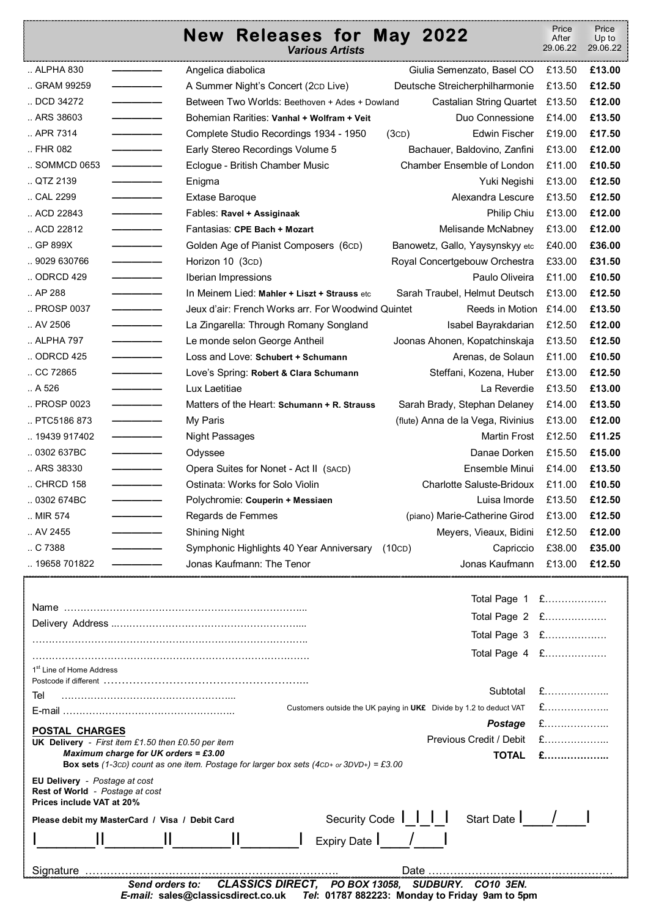# New Releases for May 2022

***Various Artists***

| Catalogue No. | Qty | Title | Artists | Price After 29.06.22 | Price Up to 29.06.22 |
|---|---|---|---|---|---|
| .. ALPHA 830 | ———— | Angelica diabolica | Giulia Semenzato, Basel CO | £13.50 | **£13.00** |
| .. GRAM 99259 | ———— | A Summer Night's Concert (2CD Live) | Deutsche Streicherphilharmonie | £13.50 | **£12.50** |
| .. DCD 34272 | ———— | Between Two Worlds: Beethoven + Ades + Dowland | Castalian String Quartet | £13.50 | **£12.00** |
| .. ARS 38603 | ———— | Bohemian Rarities: **Vanhal + Wolfram + Veit** | Duo Connessione | £14.00 | **£13.50** |
| .. APR 7314 | ———— | Complete Studio Recordings 1934 - 1950 (3CD) | Edwin Fischer | £19.00 | **£17.50** |
| .. FHR 082 | ———— | Early Stereo Recordings Volume 5 | Bachauer, Baldovino, Zanfini | £13.00 | **£12.00** |
| .. SOMMCD 0653 | ———— | Eclogue - British Chamber Music | Chamber Ensemble of London | £11.00 | **£10.50** |
| .. QTZ 2139 | ———— | Enigma | Yuki Negishi | £13.00 | **£12.50** |
| .. CAL 2299 | ———— | Extase Baroque | Alexandra Lescure | £13.50 | **£12.50** |
| .. ACD 22843 | ———— | Fables: **Ravel + Assiginaak** | Philip Chiu | £13.00 | **£12.00** |
| .. ACD 22812 | ———— | Fantasias: **CPE Bach + Mozart** | Melisande McNabney | £13.00 | **£12.00** |
| .. GP 899X | ———— | Golden Age of Pianist Composers (6CD) | Banowetz, Gallo, Yaysynskyy etc | £40.00 | **£36.00** |
| .. 9029 630766 | ———— | Horizon 10 (3CD) | Royal Concertgebouw Orchestra | £33.00 | **£31.50** |
| .. ODRCD 429 | ———— | Iberian Impressions | Paulo Oliveira | £11.00 | **£10.50** |
| .. AP 288 | ———— | In Meinem Lied: **Mahler + Liszt + Strauss** etc | Sarah Traubel, Helmut Deutsch | £13.00 | **£12.50** |
| .. PROSP 0037 | ———— | Jeux d'air: French Works arr. For Woodwind Quintet | Reeds in Motion | £14.00 | **£13.50** |
| .. AV 2506 | ———— | La Zingarella: Through Romany Songland | Isabel Bayrakdarian | £12.50 | **£12.00** |
| .. ALPHA 797 | ———— | Le monde selon George Antheil | Joonas Ahonen, Kopatchinskaja | £13.50 | **£12.50** |
| .. ODRCD 425 | ———— | Loss and Love: **Schubert + Schumann** | Arenas, de Solaun | £11.00 | **£10.50** |
| .. CC 72865 | ———— | Love's Spring: **Robert & Clara Schumann** | Steffani, Kozena, Huber | £13.00 | **£12.50** |
| .. A 526 | ———— | Lux Laetitiae | La Reverdie | £13.50 | **£13.00** |
| .. PROSP 0023 | ———— | Matters of the Heart: **Schumann + R. Strauss** | Sarah Brady, Stephan Delaney | £14.00 | **£13.50** |
| .. PTC5186 873 | ———— | My Paris | (flute) Anna de la Vega, Rivinius | £13.00 | **£12.00** |
| .. 19439 917402 | ———— | Night Passages | Martin Frost | £12.50 | **£11.25** |
| .. 0302 637BC | ———— | Odyssee | Danae Dorken | £15.50 | **£15.00** |
| .. ARS 38330 | ———— | Opera Suites for Nonet - Act II (SACD) | Ensemble Minui | £14.00 | **£13.50** |
| .. CHRCD 158 | ———— | Ostinata: Works for Solo Violin | Charlotte Saluste-Bridoux | £11.00 | **£10.50** |
| .. 0302 674BC | ———— | Polychromie: **Couperin + Messiaen** | Luisa Imorde | £13.50 | **£12.50** |
| .. MIR 574 | ———— | Regards de Femmes | (piano) Marie-Catherine Girod | £13.00 | **£12.50** |
| .. AV 2455 | ———— | Shining Night | Meyers, Vieaux, Bidini | £12.50 | **£12.00** |
| .. C 7388 | ———— | Symphonic Highlights 40 Year Anniversary (10CD) | Capriccio | £38.00 | **£35.00** |
| .. 19658 701822 | ———— | Jonas Kaufmann: The Tenor | Jonas Kaufmann | £13.00 | **£12.50** |

Name ……………………………………………………………………

Delivery Address ……………………………………………………

……………………………………………………………………………

……………………………………………………………………………

1st Line of Home Address

Postcode if different ……………………………………………………

Tel ………………………………………………

E-mail ……………………………………………

Total Page 1 £………………

Total Page 2 £………………

Total Page 3 £………………

Total Page 4 £………………

Subtotal £………………

Customers outside the UK paying in **UK£** Divide by 1.2 to deduct VAT £………………

***Postage*** £………………

Previous Credit / Debit £………………

**TOTAL £………………**

**POSTAL CHARGES**

**UK Delivery** - *First item £1.50 then £0.50 per item*

***Maximum charge for UK orders = £3.00***

**Box sets** *(1-3CD) count as one item. Postage for larger box sets (4CD+ or 3DVD+) = £3.00*

**EU Delivery** - *Postage at cost*

**Rest of World** - *Postage at cost*

**Prices include VAT at 20%**

**Please debit my MasterCard / Visa / Debit Card**

Security Code |_|_|_| Start Date |___/___|

|_______||_______||_______||_______| Expiry Date |___/___|

Signature ……………………………………………………… Date ………………………………………

***Send orders to: CLASSICS DIRECT, PO BOX 13058, SUDBURY. CO10 3EN.***

***E-mail:* sales@classicsdirect.co.uk *Tel*: 01787 882223: Monday to Friday 9am to 5pm**